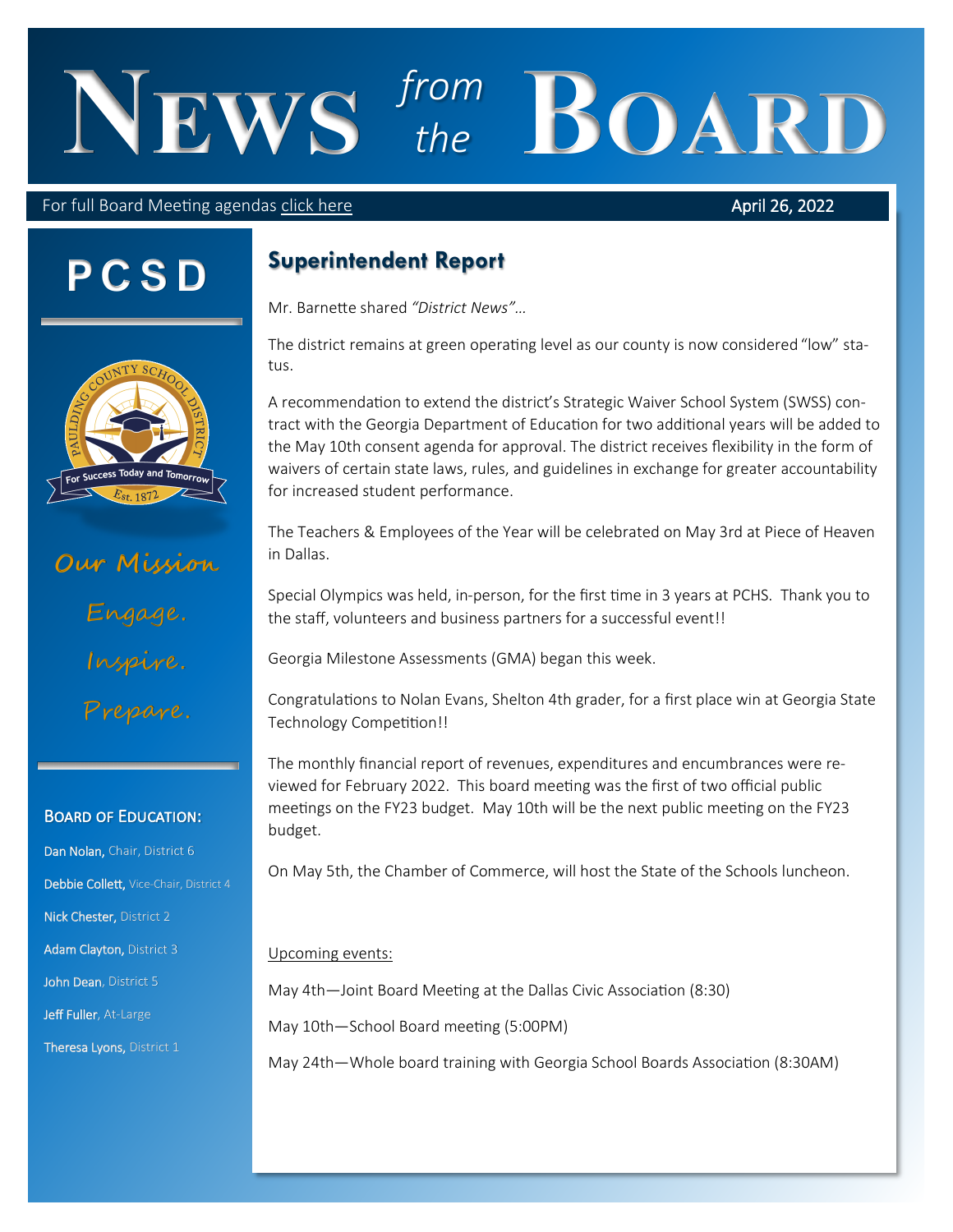# NEWS *from the* BOARD

For full Board Meeting agendas click here

April 26, 2022

## PCSD

Our Mission

Engage.

Inspire.

Prepare.

### BOARD OF EDUCATION:

**Dan Nolan**, Chair, District 6

**Debbie Collett**, Vice-Chair, District 4

**Nick Chester**, District 2

**Adam Clayton**, District 3

**John Dean**, District 5

**Jeff Fuller**, At-Large

**Theresa Lyons**, District 1

## Superintendent Report

Mr. Barnette shared *"District News"*…

The district remains at green operating level as our county is now considered "low" status.

A recommendation to extend the district's Strategic Waiver School System (SWSS) contract with the Georgia Department of Education for two additional years will be added to the May 10th consent agenda for approval. The district receives flexibility in the form of waivers of certain state laws, rules, and guidelines in exchange for greater accountability for increased student performance.

The Teachers & Employees of the Year will be celebrated on May 3rd at Piece of Heaven in Dallas.

Special Olympics was held, in-person, for the first time in 3 years at PCHS. Thank you to the staff, volunteers and business partners for a successful event!!

Georgia Milestone Assessments (GMA) began this week.

Congratulations to Nolan Evans, Shelton 4th grader, for a first place win at Georgia State Technology Competition!!

The monthly financial report of revenues, expenditures and encumbrances were reviewed for February 2022. This board meeting was the first of two official public meetings on the FY23 budget. May 10th will be the next public meeting on the FY23 budget.

On May 5th, the Chamber of Commerce, will host the State of the Schools luncheon.

Upcoming events:

May 4th—Joint Board Meeting at the Dallas Civic Association (8:30)

May 10th—School Board meeting (5:00PM)

May 24th—Whole board training with Georgia School Boards Association (8:30AM)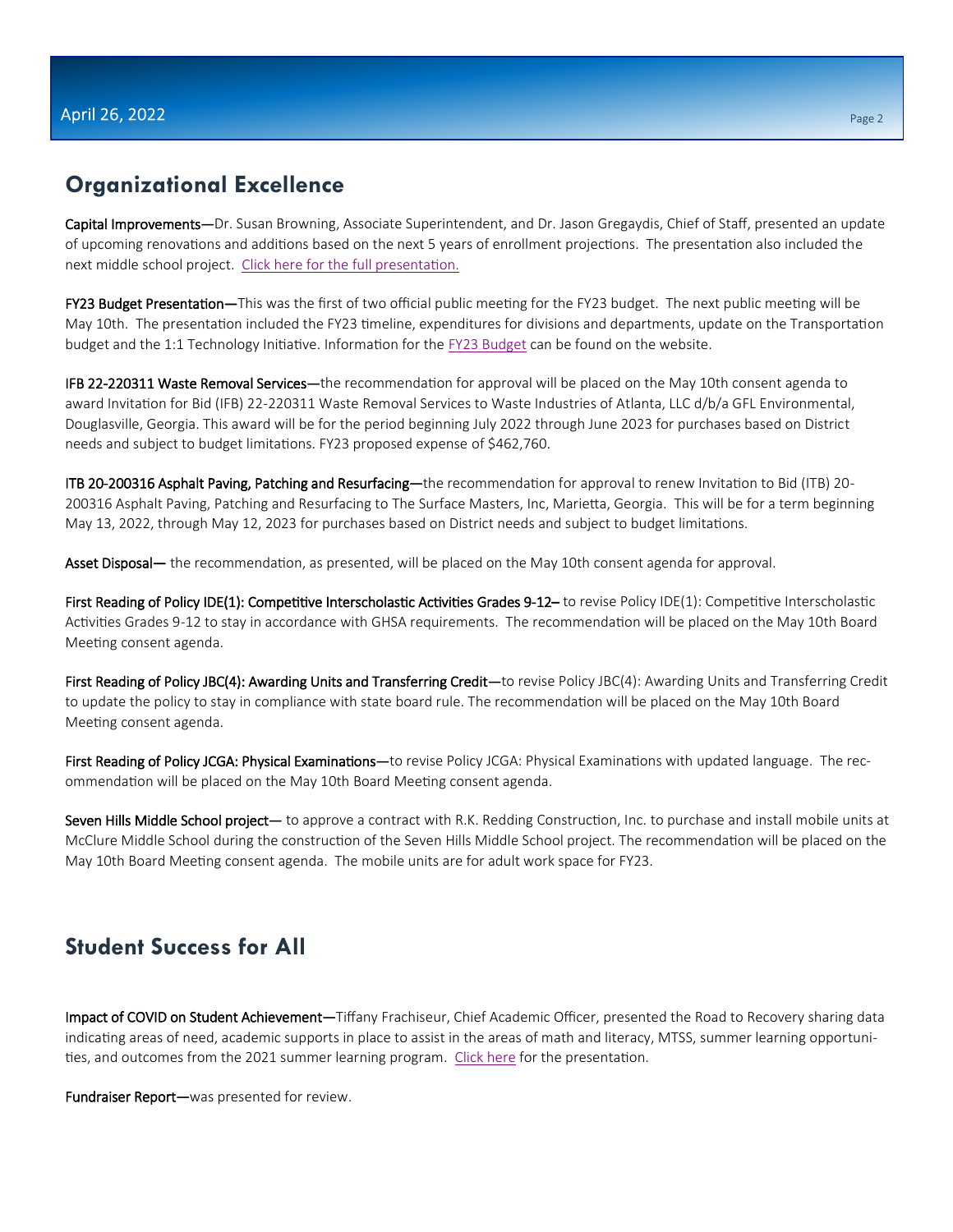## Organizational Excellence

**Capital Improvements**—Dr. Susan Browning, Associate Superintendent, and Dr. Jason Gregaydis, Chief of Staff, presented an update of upcoming renovations and additions based on the next 5 years of enrollment projections. The presentation also included the next middle school project. Click here for the full presentation.

**FY23 Budget Presentation**—This was the first of two official public meeting for the FY23 budget. The next public meeting will be May 10th. The presentation included the FY23 timeline, expenditures for divisions and departments, update on the Transportation budget and the 1:1 Technology Initiative. Information for the FY23 Budget can be found on the website.

**IFB 22-220311 Waste Removal Services**—the recommendation for approval will be placed on the May 10th consent agenda to award Invitation for Bid (IFB) 22-220311 Waste Removal Services to Waste Industries of Atlanta, LLC d/b/a GFL Environmental, Douglasville, Georgia. This award will be for the period beginning July 2022 through June 2023 for purchases based on District needs and subject to budget limitations. FY23 proposed expense of $462,760.

**ITB 20-200316 Asphalt Paving, Patching and Resurfacing**—the recommendation for approval to renew Invitation to Bid (ITB) 20-200316 Asphalt Paving, Patching and Resurfacing to The Surface Masters, Inc, Marietta, Georgia. This will be for a term beginning May 13, 2022, through May 12, 2023 for purchases based on District needs and subject to budget limitations.

**Asset Disposal**— the recommendation, as presented, will be placed on the May 10th consent agenda for approval.

**First Reading of Policy IDE(1): Competitive Interscholastic Activities Grades 9-12**– to revise Policy IDE(1): Competitive Interscholastic Activities Grades 9-12 to stay in accordance with GHSA requirements. The recommendation will be placed on the May 10th Board Meeting consent agenda.

**First Reading of Policy JBC(4): Awarding Units and Transferring Credit**—to revise Policy JBC(4): Awarding Units and Transferring Credit to update the policy to stay in compliance with state board rule. The recommendation will be placed on the May 10th Board Meeting consent agenda.

**First Reading of Policy JCGA: Physical Examinations**—to revise Policy JCGA: Physical Examinations with updated language. The recommendation will be placed on the May 10th Board Meeting consent agenda.

**Seven Hills Middle School project**— to approve a contract with R.K. Redding Construction, Inc. to purchase and install mobile units at McClure Middle School during the construction of the Seven Hills Middle School project. The recommendation will be placed on the May 10th Board Meeting consent agenda. The mobile units are for adult work space for FY23.

## Student Success for All

**Impact of COVID on Student Achievement**—Tiffany Frachiseur, Chief Academic Officer, presented the Road to Recovery sharing data indicating areas of need, academic supports in place to assist in the areas of math and literacy, MTSS, summer learning opportunities, and outcomes from the 2021 summer learning program. Click here for the presentation.

**Fundraiser Report**—was presented for review.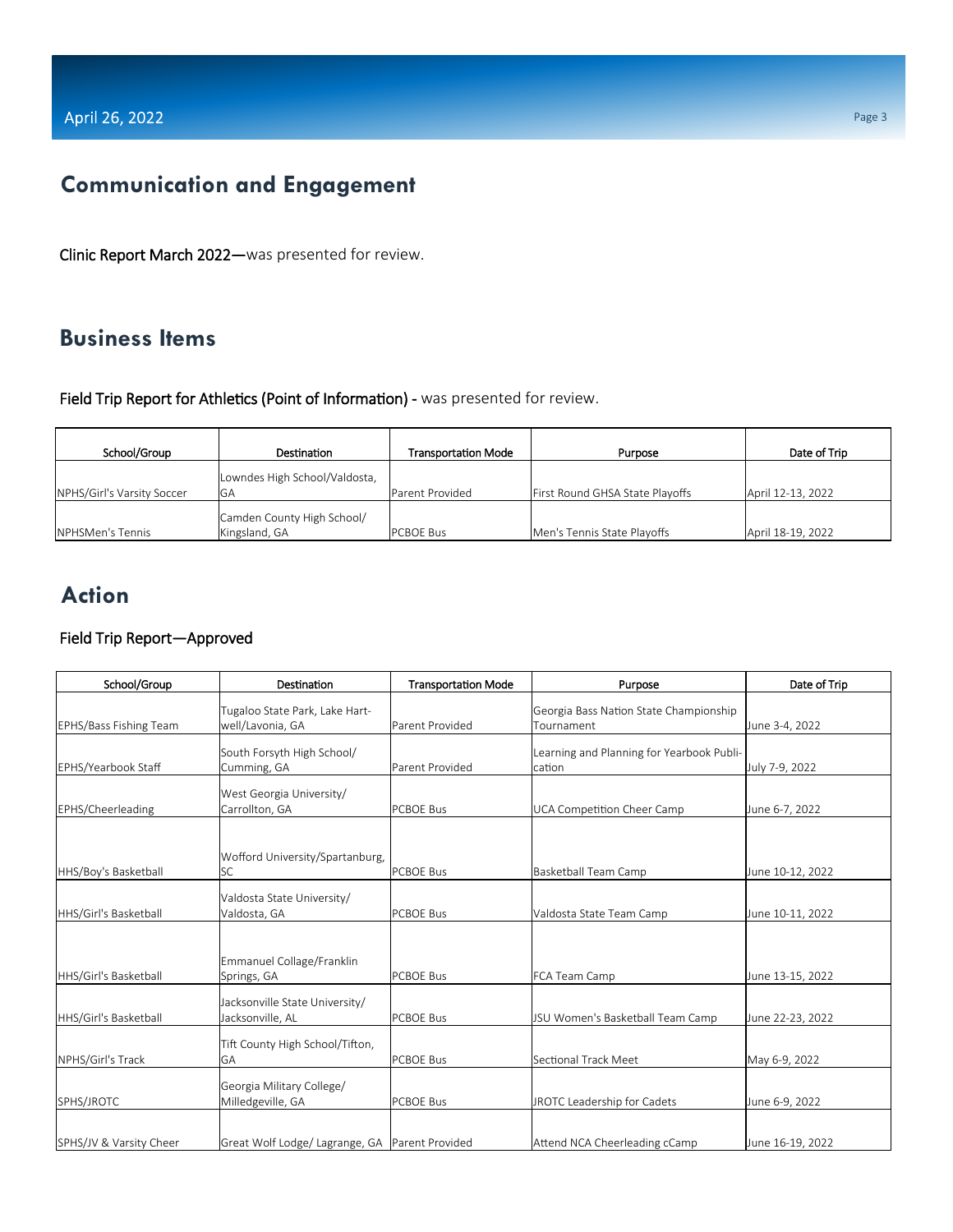## Communication and Engagement

**Clinic Report March 2022—**was presented for review.

## Business Items

**Field Trip Report for Athletics (Point of Information) -** was presented for review.

| School/Group | Destination | Transportation Mode | Purpose | Date of Trip |
|---|---|---|---|---|
| NPHS/Girl's Varsity Soccer | Lowndes High School/Valdosta, GA | Parent Provided | First Round GHSA State Playoffs | April 12-13, 2022 |
| NPHSMen's Tennis | Camden County High School/ Kingsland, GA | PCBOE Bus | Men's Tennis State Playoffs | April 18-19, 2022 |

## Action

**Field Trip Report—Approved**

| School/Group | Destination | Transportation Mode | Purpose | Date of Trip |
|---|---|---|---|---|
| EPHS/Bass Fishing Team | Tugaloo State Park, Lake Hart-well/Lavonia, GA | Parent Provided | Georgia Bass Nation State Championship Tournament | June 3-4, 2022 |
| EPHS/Yearbook Staff | South Forsyth High School/ Cumming, GA | Parent Provided | Learning and Planning for Yearbook Publi-cation | July 7-9, 2022 |
| EPHS/Cheerleading | West Georgia University/ Carrollton, GA | PCBOE Bus | UCA Competition Cheer Camp | June 6-7, 2022 |
| HHS/Boy's Basketball | Wofford University/Spartanburg, SC | PCBOE Bus | Basketball Team Camp | June 10-12, 2022 |
| HHS/Girl's Basketball | Valdosta State University/ Valdosta, GA | PCBOE Bus | Valdosta State Team Camp | June 10-11, 2022 |
| HHS/Girl's Basketball | Emmanuel Collage/Franklin Springs, GA | PCBOE Bus | FCA Team Camp | June 13-15, 2022 |
| HHS/Girl's Basketball | Jacksonville State University/ Jacksonville, AL | PCBOE Bus | JSU Women's Basketball Team Camp | June 22-23, 2022 |
| NPHS/Girl's Track | Tift County High School/Tifton, GA | PCBOE Bus | Sectional Track Meet | May 6-9, 2022 |
| SPHS/JROTC | Georgia Military College/ Milledgeville, GA | PCBOE Bus | JROTC Leadership for Cadets | June 6-9, 2022 |
| SPHS/JV & Varsity Cheer | Great Wolf Lodge/ Lagrange, GA | Parent Provided | Attend NCA Cheerleading cCamp | June 16-19, 2022 |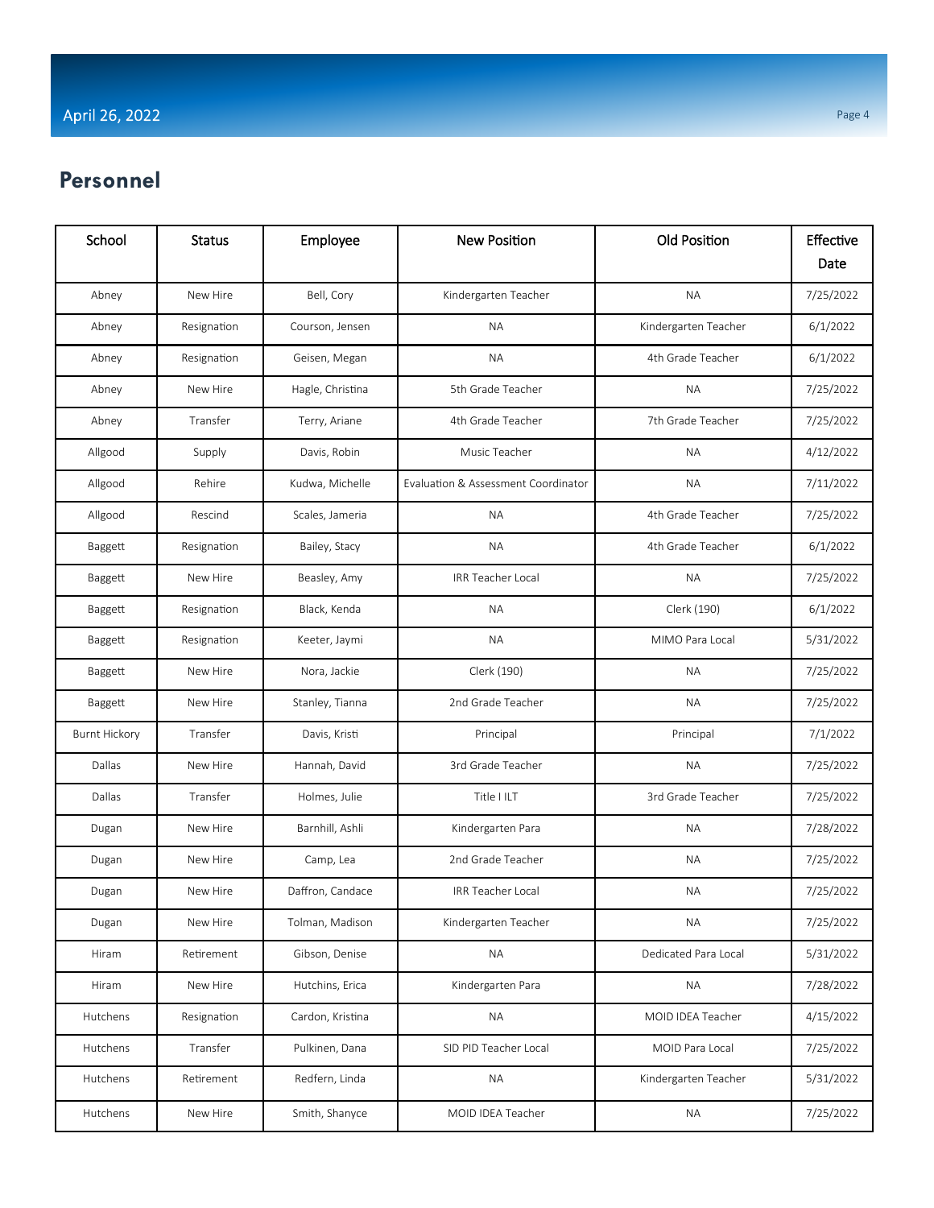## Personnel

| School | Status | Employee | New Position | Old Position | Effective Date |
|---|---|---|---|---|---|
| Abney | New Hire | Bell, Cory | Kindergarten Teacher | NA | 7/25/2022 |
| Abney | Resignation | Courson, Jensen | NA | Kindergarten Teacher | 6/1/2022 |
| Abney | Resignation | Geisen, Megan | NA | 4th Grade Teacher | 6/1/2022 |
| Abney | New Hire | Hagle, Christina | 5th Grade Teacher | NA | 7/25/2022 |
| Abney | Transfer | Terry, Ariane | 4th Grade Teacher | 7th Grade Teacher | 7/25/2022 |
| Allgood | Supply | Davis, Robin | Music Teacher | NA | 4/12/2022 |
| Allgood | Rehire | Kudwa, Michelle | Evaluation & Assessment Coordinator | NA | 7/11/2022 |
| Allgood | Rescind | Scales, Jameria | NA | 4th Grade Teacher | 7/25/2022 |
| Baggett | Resignation | Bailey, Stacy | NA | 4th Grade Teacher | 6/1/2022 |
| Baggett | New Hire | Beasley, Amy | IRR Teacher Local | NA | 7/25/2022 |
| Baggett | Resignation | Black, Kenda | NA | Clerk (190) | 6/1/2022 |
| Baggett | Resignation | Keeter, Jaymi | NA | MIMO Para Local | 5/31/2022 |
| Baggett | New Hire | Nora, Jackie | Clerk (190) | NA | 7/25/2022 |
| Baggett | New Hire | Stanley, Tianna | 2nd Grade Teacher | NA | 7/25/2022 |
| Burnt Hickory | Transfer | Davis, Kristi | Principal | Principal | 7/1/2022 |
| Dallas | New Hire | Hannah, David | 3rd Grade Teacher | NA | 7/25/2022 |
| Dallas | Transfer | Holmes, Julie | Title I ILT | 3rd Grade Teacher | 7/25/2022 |
| Dugan | New Hire | Barnhill, Ashli | Kindergarten Para | NA | 7/28/2022 |
| Dugan | New Hire | Camp, Lea | 2nd Grade Teacher | NA | 7/25/2022 |
| Dugan | New Hire | Daffron, Candace | IRR Teacher Local | NA | 7/25/2022 |
| Dugan | New Hire | Tolman, Madison | Kindergarten Teacher | NA | 7/25/2022 |
| Hiram | Retirement | Gibson, Denise | NA | Dedicated Para Local | 5/31/2022 |
| Hiram | New Hire | Hutchins, Erica | Kindergarten Para | NA | 7/28/2022 |
| Hutchens | Resignation | Cardon, Kristina | NA | MOID IDEA Teacher | 4/15/2022 |
| Hutchens | Transfer | Pulkinen, Dana | SID PID Teacher Local | MOID Para Local | 7/25/2022 |
| Hutchens | Retirement | Redfern, Linda | NA | Kindergarten Teacher | 5/31/2022 |
| Hutchens | New Hire | Smith, Shanyce | MOID IDEA Teacher | NA | 7/25/2022 |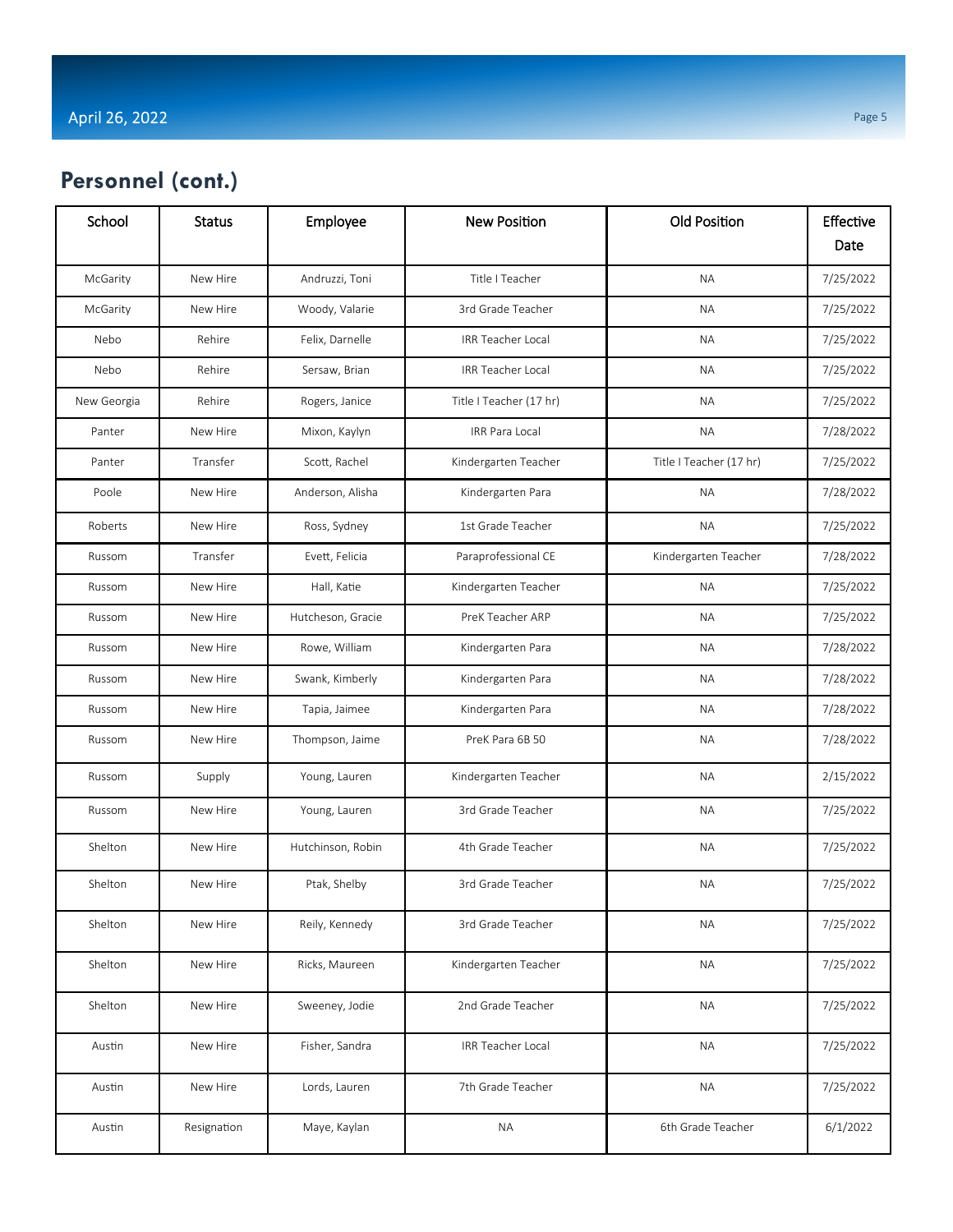## Personnel (cont.)

| School | Status | Employee | New Position | Old Position | Effective Date |
|---|---|---|---|---|---|
| McGarity | New Hire | Andruzzi, Toni | Title I Teacher | NA | 7/25/2022 |
| McGarity | New Hire | Woody, Valarie | 3rd Grade Teacher | NA | 7/25/2022 |
| Nebo | Rehire | Felix, Darnelle | IRR Teacher Local | NA | 7/25/2022 |
| Nebo | Rehire | Sersaw, Brian | IRR Teacher Local | NA | 7/25/2022 |
| New Georgia | Rehire | Rogers, Janice | Title I Teacher (17 hr) | NA | 7/25/2022 |
| Panter | New Hire | Mixon, Kaylyn | IRR Para Local | NA | 7/28/2022 |
| Panter | Transfer | Scott, Rachel | Kindergarten Teacher | Title I Teacher (17 hr) | 7/25/2022 |
| Poole | New Hire | Anderson, Alisha | Kindergarten Para | NA | 7/28/2022 |
| Roberts | New Hire | Ross, Sydney | 1st Grade Teacher | NA | 7/25/2022 |
| Russom | Transfer | Evett, Felicia | Paraprofessional CE | Kindergarten Teacher | 7/28/2022 |
| Russom | New Hire | Hall, Katie | Kindergarten Teacher | NA | 7/25/2022 |
| Russom | New Hire | Hutcheson, Gracie | PreK Teacher ARP | NA | 7/25/2022 |
| Russom | New Hire | Rowe, William | Kindergarten Para | NA | 7/28/2022 |
| Russom | New Hire | Swank, Kimberly | Kindergarten Para | NA | 7/28/2022 |
| Russom | New Hire | Tapia, Jaimee | Kindergarten Para | NA | 7/28/2022 |
| Russom | New Hire | Thompson, Jaime | PreK Para 6B 50 | NA | 7/28/2022 |
| Russom | Supply | Young, Lauren | Kindergarten Teacher | NA | 2/15/2022 |
| Russom | New Hire | Young, Lauren | 3rd Grade Teacher | NA | 7/25/2022 |
| Shelton | New Hire | Hutchinson, Robin | 4th Grade Teacher | NA | 7/25/2022 |
| Shelton | New Hire | Ptak, Shelby | 3rd Grade Teacher | NA | 7/25/2022 |
| Shelton | New Hire | Reily, Kennedy | 3rd Grade Teacher | NA | 7/25/2022 |
| Shelton | New Hire | Ricks, Maureen | Kindergarten Teacher | NA | 7/25/2022 |
| Shelton | New Hire | Sweeney, Jodie | 2nd Grade Teacher | NA | 7/25/2022 |
| Austin | New Hire | Fisher, Sandra | IRR Teacher Local | NA | 7/25/2022 |
| Austin | New Hire | Lords, Lauren | 7th Grade Teacher | NA | 7/25/2022 |
| Austin | Resignation | Maye, Kaylan | NA | 6th Grade Teacher | 6/1/2022 |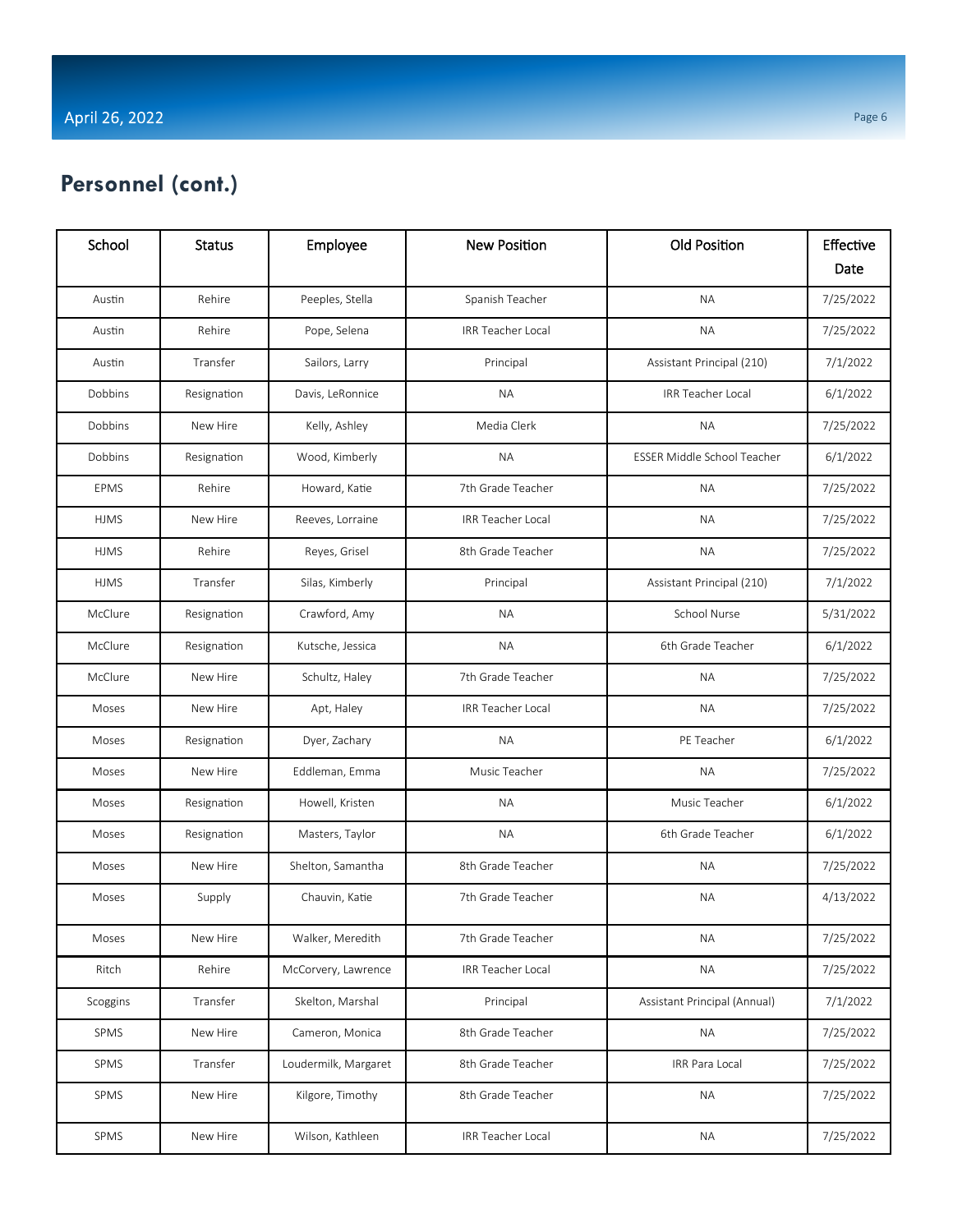## Personnel (cont.)

| School | Status | Employee | New Position | Old Position | Effective Date |
|---|---|---|---|---|---|
| Austin | Rehire | Peeples, Stella | Spanish Teacher | NA | 7/25/2022 |
| Austin | Rehire | Pope, Selena | IRR Teacher Local | NA | 7/25/2022 |
| Austin | Transfer | Sailors, Larry | Principal | Assistant Principal (210) | 7/1/2022 |
| Dobbins | Resignation | Davis, LeRonnice | NA | IRR Teacher Local | 6/1/2022 |
| Dobbins | New Hire | Kelly, Ashley | Media Clerk | NA | 7/25/2022 |
| Dobbins | Resignation | Wood, Kimberly | NA | ESSER Middle School Teacher | 6/1/2022 |
| EPMS | Rehire | Howard, Katie | 7th Grade Teacher | NA | 7/25/2022 |
| HJMS | New Hire | Reeves, Lorraine | IRR Teacher Local | NA | 7/25/2022 |
| HJMS | Rehire | Reyes, Grisel | 8th Grade Teacher | NA | 7/25/2022 |
| HJMS | Transfer | Silas, Kimberly | Principal | Assistant Principal (210) | 7/1/2022 |
| McClure | Resignation | Crawford, Amy | NA | School Nurse | 5/31/2022 |
| McClure | Resignation | Kutsche, Jessica | NA | 6th Grade Teacher | 6/1/2022 |
| McClure | New Hire | Schultz, Haley | 7th Grade Teacher | NA | 7/25/2022 |
| Moses | New Hire | Apt, Haley | IRR Teacher Local | NA | 7/25/2022 |
| Moses | Resignation | Dyer, Zachary | NA | PE Teacher | 6/1/2022 |
| Moses | New Hire | Eddleman, Emma | Music Teacher | NA | 7/25/2022 |
| Moses | Resignation | Howell, Kristen | NA | Music Teacher | 6/1/2022 |
| Moses | Resignation | Masters, Taylor | NA | 6th Grade Teacher | 6/1/2022 |
| Moses | New Hire | Shelton, Samantha | 8th Grade Teacher | NA | 7/25/2022 |
| Moses | Supply | Chauvin, Katie | 7th Grade Teacher | NA | 4/13/2022 |
| Moses | New Hire | Walker, Meredith | 7th Grade Teacher | NA | 7/25/2022 |
| Ritch | Rehire | McCorvery, Lawrence | IRR Teacher Local | NA | 7/25/2022 |
| Scoggins | Transfer | Skelton, Marshal | Principal | Assistant Principal (Annual) | 7/1/2022 |
| SPMS | New Hire | Cameron, Monica | 8th Grade Teacher | NA | 7/25/2022 |
| SPMS | Transfer | Loudermilk, Margaret | 8th Grade Teacher | IRR Para Local | 7/25/2022 |
| SPMS | New Hire | Kilgore, Timothy | 8th Grade Teacher | NA | 7/25/2022 |
| SPMS | New Hire | Wilson, Kathleen | IRR Teacher Local | NA | 7/25/2022 |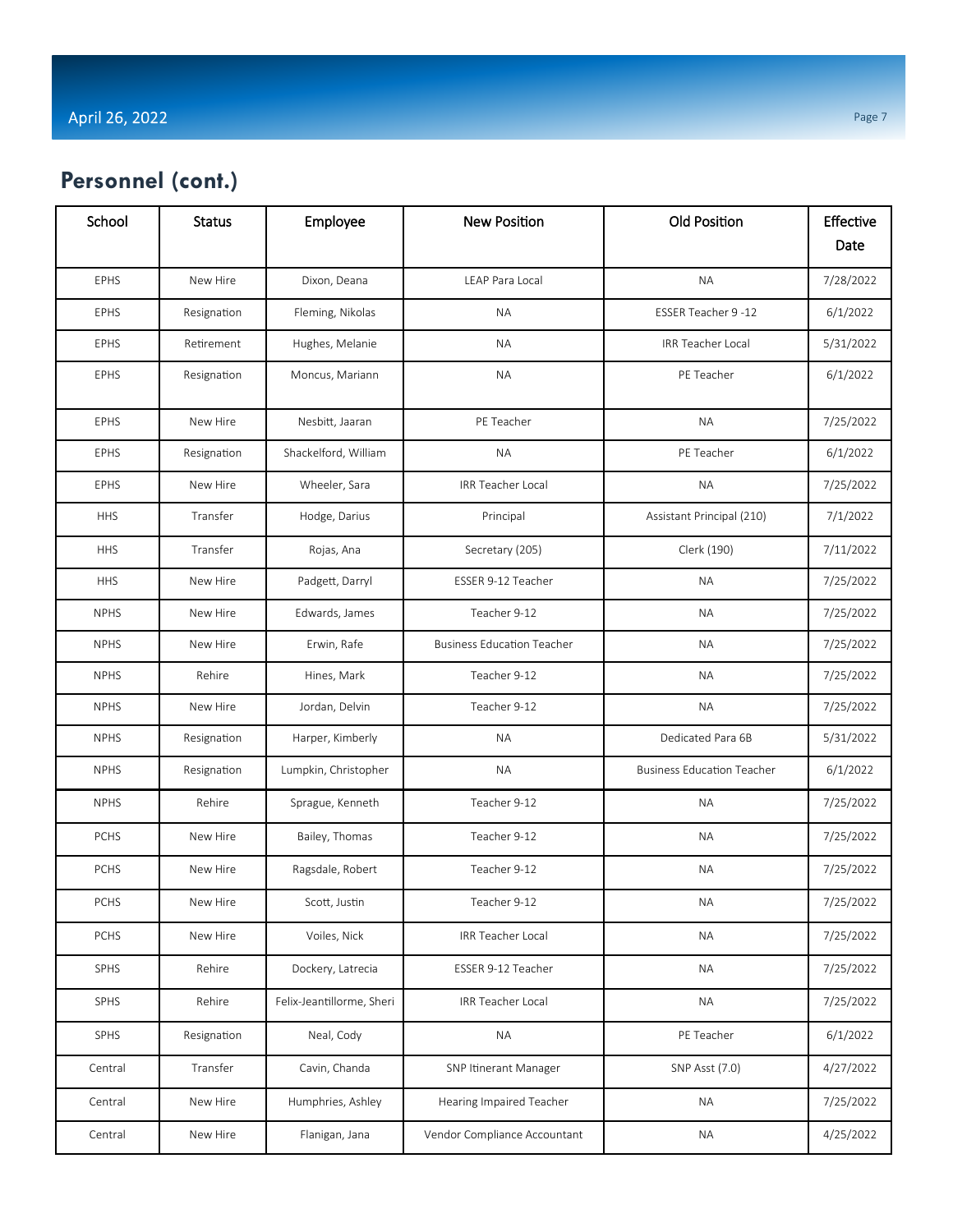## Personnel (cont.)

| School | Status | Employee | New Position | Old Position | Effective Date |
|---|---|---|---|---|---|
| EPHS | New Hire | Dixon, Deana | LEAP Para Local | NA | 7/28/2022 |
| EPHS | Resignation | Fleming, Nikolas | NA | ESSER Teacher 9 -12 | 6/1/2022 |
| EPHS | Retirement | Hughes, Melanie | NA | IRR Teacher Local | 5/31/2022 |
| EPHS | Resignation | Moncus, Mariann | NA | PE Teacher | 6/1/2022 |
| EPHS | New Hire | Nesbitt, Jaaran | PE Teacher | NA | 7/25/2022 |
| EPHS | Resignation | Shackelford, William | NA | PE Teacher | 6/1/2022 |
| EPHS | New Hire | Wheeler, Sara | IRR Teacher Local | NA | 7/25/2022 |
| HHS | Transfer | Hodge, Darius | Principal | Assistant Principal (210) | 7/1/2022 |
| HHS | Transfer | Rojas, Ana | Secretary (205) | Clerk (190) | 7/11/2022 |
| HHS | New Hire | Padgett, Darryl | ESSER 9-12 Teacher | NA | 7/25/2022 |
| NPHS | New Hire | Edwards, James | Teacher 9-12 | NA | 7/25/2022 |
| NPHS | New Hire | Erwin, Rafe | Business Education Teacher | NA | 7/25/2022 |
| NPHS | Rehire | Hines, Mark | Teacher 9-12 | NA | 7/25/2022 |
| NPHS | New Hire | Jordan, Delvin | Teacher 9-12 | NA | 7/25/2022 |
| NPHS | Resignation | Harper, Kimberly | NA | Dedicated Para 6B | 5/31/2022 |
| NPHS | Resignation | Lumpkin, Christopher | NA | Business Education Teacher | 6/1/2022 |
| NPHS | Rehire | Sprague, Kenneth | Teacher 9-12 | NA | 7/25/2022 |
| PCHS | New Hire | Bailey, Thomas | Teacher 9-12 | NA | 7/25/2022 |
| PCHS | New Hire | Ragsdale, Robert | Teacher 9-12 | NA | 7/25/2022 |
| PCHS | New Hire | Scott, Justin | Teacher 9-12 | NA | 7/25/2022 |
| PCHS | New Hire | Voiles, Nick | IRR Teacher Local | NA | 7/25/2022 |
| SPHS | Rehire | Dockery, Latrecia | ESSER 9-12 Teacher | NA | 7/25/2022 |
| SPHS | Rehire | Felix-Jeantillorme, Sheri | IRR Teacher Local | NA | 7/25/2022 |
| SPHS | Resignation | Neal, Cody | NA | PE Teacher | 6/1/2022 |
| Central | Transfer | Cavin, Chanda | SNP Itinerant Manager | SNP Asst (7.0) | 4/27/2022 |
| Central | New Hire | Humphries, Ashley | Hearing Impaired Teacher | NA | 7/25/2022 |
| Central | New Hire | Flanigan, Jana | Vendor Compliance Accountant | NA | 4/25/2022 |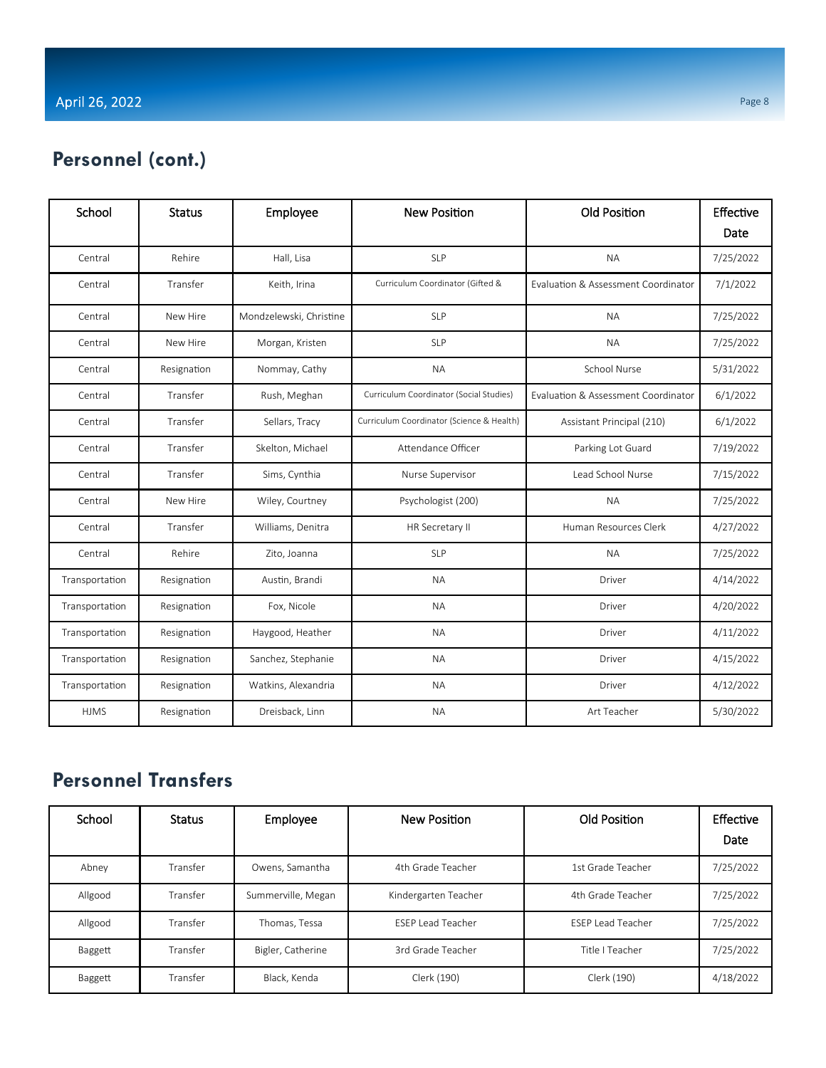## Personnel (cont.)

| School | Status | Employee | New Position | Old Position | Effective Date |
|---|---|---|---|---|---|
| Central | Rehire | Hall, Lisa | SLP | NA | 7/25/2022 |
| Central | Transfer | Keith, Irina | Curriculum Coordinator (Gifted & | Evaluation & Assessment Coordinator | 7/1/2022 |
| Central | New Hire | Mondzelewski, Christine | SLP | NA | 7/25/2022 |
| Central | New Hire | Morgan, Kristen | SLP | NA | 7/25/2022 |
| Central | Resignation | Nommay, Cathy | NA | School Nurse | 5/31/2022 |
| Central | Transfer | Rush, Meghan | Curriculum Coordinator (Social Studies) | Evaluation & Assessment Coordinator | 6/1/2022 |
| Central | Transfer | Sellars, Tracy | Curriculum Coordinator (Science & Health) | Assistant Principal (210) | 6/1/2022 |
| Central | Transfer | Skelton, Michael | Attendance Officer | Parking Lot Guard | 7/19/2022 |
| Central | Transfer | Sims, Cynthia | Nurse Supervisor | Lead School Nurse | 7/15/2022 |
| Central | New Hire | Wiley, Courtney | Psychologist (200) | NA | 7/25/2022 |
| Central | Transfer | Williams, Denitra | HR Secretary II | Human Resources Clerk | 4/27/2022 |
| Central | Rehire | Zito, Joanna | SLP | NA | 7/25/2022 |
| Transportation | Resignation | Austin, Brandi | NA | Driver | 4/14/2022 |
| Transportation | Resignation | Fox, Nicole | NA | Driver | 4/20/2022 |
| Transportation | Resignation | Haygood, Heather | NA | Driver | 4/11/2022 |
| Transportation | Resignation | Sanchez, Stephanie | NA | Driver | 4/15/2022 |
| Transportation | Resignation | Watkins, Alexandria | NA | Driver | 4/12/2022 |
| HJMS | Resignation | Dreisback, Linn | NA | Art Teacher | 5/30/2022 |

## Personnel Transfers

| School | Status | Employee | New Position | Old Position | Effective Date |
|---|---|---|---|---|---|
| Abney | Transfer | Owens, Samantha | 4th Grade Teacher | 1st Grade Teacher | 7/25/2022 |
| Allgood | Transfer | Summerville, Megan | Kindergarten Teacher | 4th Grade Teacher | 7/25/2022 |
| Allgood | Transfer | Thomas, Tessa | ESEP Lead Teacher | ESEP Lead Teacher | 7/25/2022 |
| Baggett | Transfer | Bigler, Catherine | 3rd Grade Teacher | Title I Teacher | 7/25/2022 |
| Baggett | Transfer | Black, Kenda | Clerk (190) | Clerk (190) | 4/18/2022 |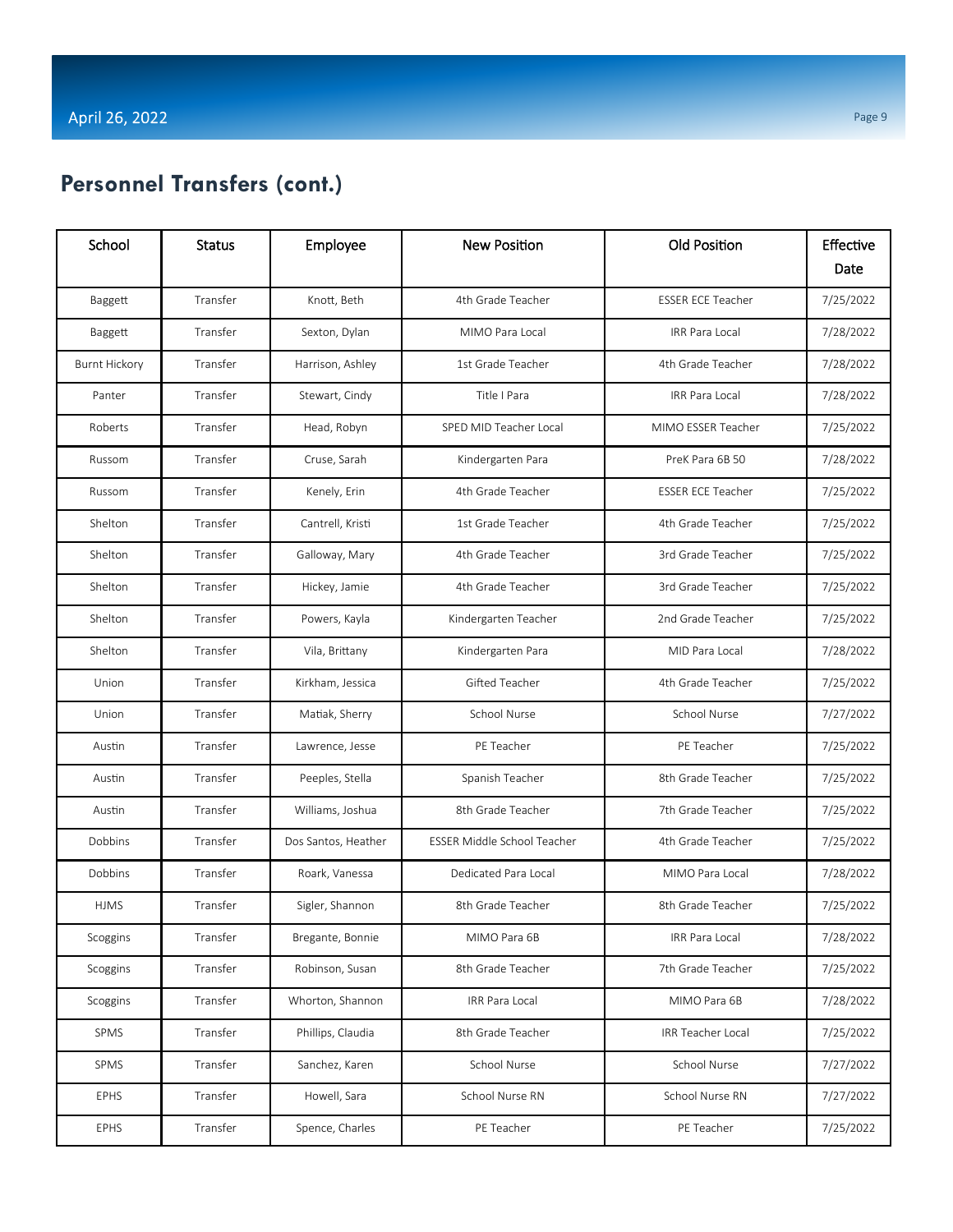## Personnel Transfers (cont.)

| School | Status | Employee | New Position | Old Position | Effective Date |
|---|---|---|---|---|---|
| Baggett | Transfer | Knott, Beth | 4th Grade Teacher | ESSER ECE Teacher | 7/25/2022 |
| Baggett | Transfer | Sexton, Dylan | MIMO Para Local | IRR Para Local | 7/28/2022 |
| Burnt Hickory | Transfer | Harrison, Ashley | 1st Grade Teacher | 4th Grade Teacher | 7/28/2022 |
| Panter | Transfer | Stewart, Cindy | Title I Para | IRR Para Local | 7/28/2022 |
| Roberts | Transfer | Head, Robyn | SPED MID Teacher Local | MIMO ESSER Teacher | 7/25/2022 |
| Russom | Transfer | Cruse, Sarah | Kindergarten Para | PreK Para 6B 50 | 7/28/2022 |
| Russom | Transfer | Kenely, Erin | 4th Grade Teacher | ESSER ECE Teacher | 7/25/2022 |
| Shelton | Transfer | Cantrell, Kristi | 1st Grade Teacher | 4th Grade Teacher | 7/25/2022 |
| Shelton | Transfer | Galloway, Mary | 4th Grade Teacher | 3rd Grade Teacher | 7/25/2022 |
| Shelton | Transfer | Hickey, Jamie | 4th Grade Teacher | 3rd Grade Teacher | 7/25/2022 |
| Shelton | Transfer | Powers, Kayla | Kindergarten Teacher | 2nd Grade Teacher | 7/25/2022 |
| Shelton | Transfer | Vila, Brittany | Kindergarten Para | MID Para Local | 7/28/2022 |
| Union | Transfer | Kirkham, Jessica | Gifted Teacher | 4th Grade Teacher | 7/25/2022 |
| Union | Transfer | Matiak, Sherry | School Nurse | School Nurse | 7/27/2022 |
| Austin | Transfer | Lawrence, Jesse | PE Teacher | PE Teacher | 7/25/2022 |
| Austin | Transfer | Peeples, Stella | Spanish Teacher | 8th Grade Teacher | 7/25/2022 |
| Austin | Transfer | Williams, Joshua | 8th Grade Teacher | 7th Grade Teacher | 7/25/2022 |
| Dobbins | Transfer | Dos Santos, Heather | ESSER Middle School Teacher | 4th Grade Teacher | 7/25/2022 |
| Dobbins | Transfer | Roark, Vanessa | Dedicated Para Local | MIMO Para Local | 7/28/2022 |
| HJMS | Transfer | Sigler, Shannon | 8th Grade Teacher | 8th Grade Teacher | 7/25/2022 |
| Scoggins | Transfer | Bregante, Bonnie | MIMO Para 6B | IRR Para Local | 7/28/2022 |
| Scoggins | Transfer | Robinson, Susan | 8th Grade Teacher | 7th Grade Teacher | 7/25/2022 |
| Scoggins | Transfer | Whorton, Shannon | IRR Para Local | MIMO Para 6B | 7/28/2022 |
| SPMS | Transfer | Phillips, Claudia | 8th Grade Teacher | IRR Teacher Local | 7/25/2022 |
| SPMS | Transfer | Sanchez, Karen | School Nurse | School Nurse | 7/27/2022 |
| EPHS | Transfer | Howell, Sara | School Nurse RN | School Nurse RN | 7/27/2022 |
| EPHS | Transfer | Spence, Charles | PE Teacher | PE Teacher | 7/25/2022 |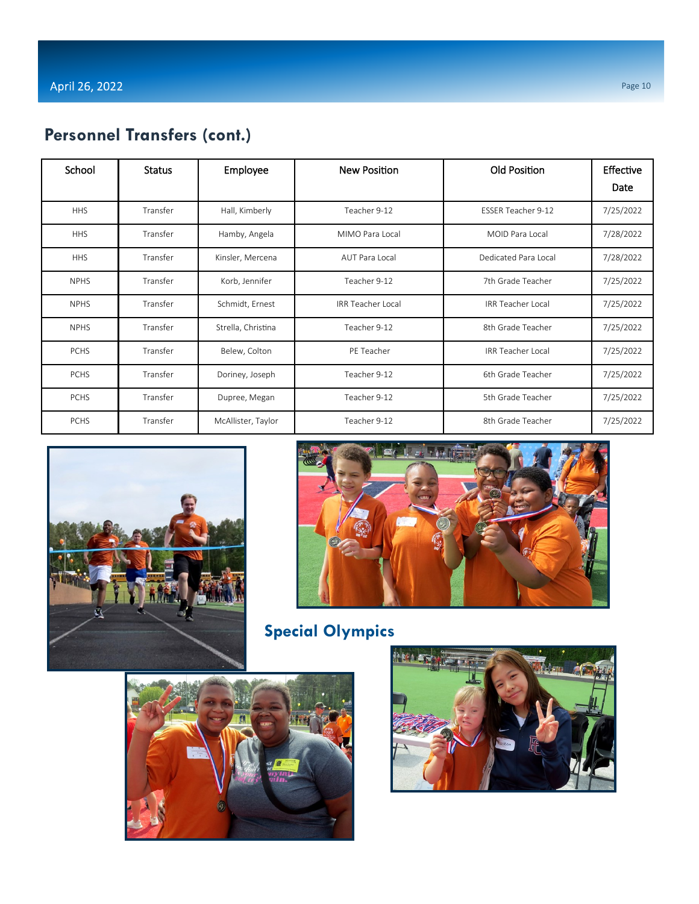## Personnel Transfers (cont.)

| School | Status | Employee | New Position | Old Position | Effective Date |
|---|---|---|---|---|---|
| HHS | Transfer | Hall, Kimberly | Teacher 9-12 | ESSER Teacher 9-12 | 7/25/2022 |
| HHS | Transfer | Hamby, Angela | MIMO Para Local | MOID Para Local | 7/28/2022 |
| HHS | Transfer | Kinsler, Mercena | AUT Para Local | Dedicated Para Local | 7/28/2022 |
| NPHS | Transfer | Korb, Jennifer | Teacher 9-12 | 7th Grade Teacher | 7/25/2022 |
| NPHS | Transfer | Schmidt, Ernest | IRR Teacher Local | IRR Teacher Local | 7/25/2022 |
| NPHS | Transfer | Strella, Christina | Teacher 9-12 | 8th Grade Teacher | 7/25/2022 |
| PCHS | Transfer | Belew, Colton | PE Teacher | IRR Teacher Local | 7/25/2022 |
| PCHS | Transfer | Doriney, Joseph | Teacher 9-12 | 6th Grade Teacher | 7/25/2022 |
| PCHS | Transfer | Dupree, Megan | Teacher 9-12 | 5th Grade Teacher | 7/25/2022 |
| PCHS | Transfer | McAllister, Taylor | Teacher 9-12 | 8th Grade Teacher | 7/25/2022 |

## Special Olympics